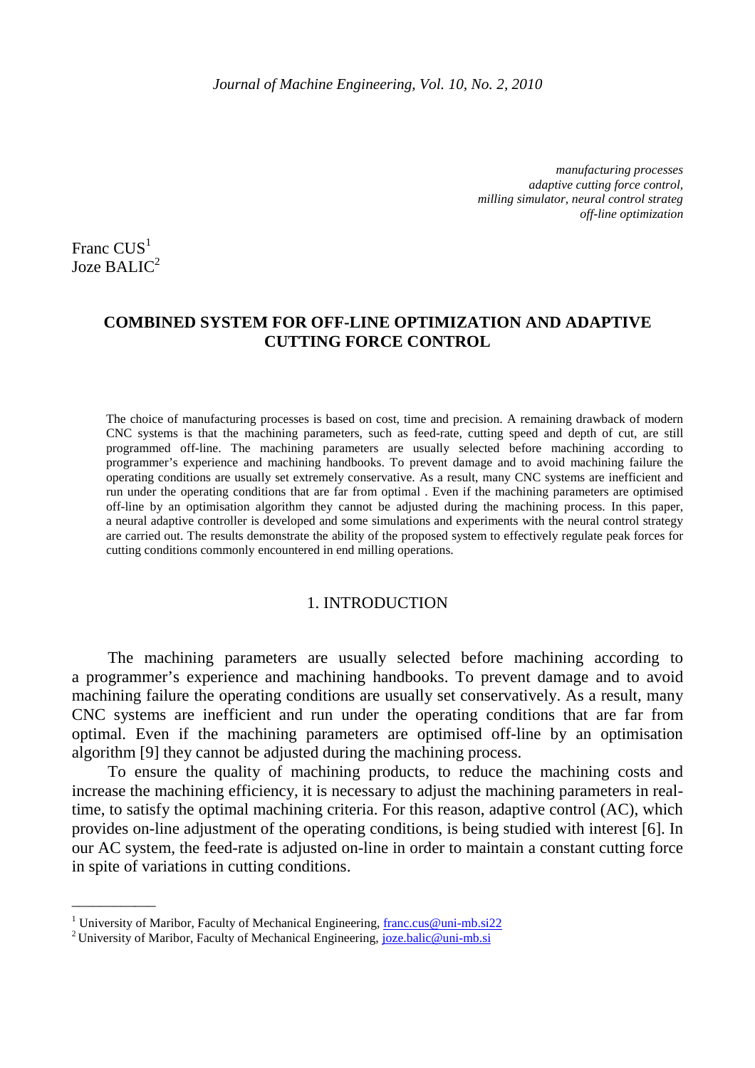*manufacturing processes*
*adaptive cutting force control,*
*milling simulator, neural control strateg*
*off-line optimization*

Franc CUS[1]
Joze BALIC[2]

# COMBINED SYSTEM FOR OFF-LINE OPTIMIZATION AND ADAPTIVE CUTTING FORCE CONTROL

The choice of manufacturing processes is based on cost, time and precision. A remaining drawback of modern CNC systems is that the machining parameters, such as feed-rate, cutting speed and depth of cut, are still programmed off-line. The machining parameters are usually selected before machining according to programmer's experience and machining handbooks. To prevent damage and to avoid machining failure the operating conditions are usually set extremely conservative. As a result, many CNC systems are inefficient and run under the operating conditions that are far from optimal . Even if the machining parameters are optimised off-line by an optimisation algorithm they cannot be adjusted during the machining process. In this paper, a neural adaptive controller is developed and some simulations and experiments with the neural control strategy are carried out. The results demonstrate the ability of the proposed system to effectively regulate peak forces for cutting conditions commonly encountered in end milling operations.

## 1. INTRODUCTION

The machining parameters are usually selected before machining according to a programmer's experience and machining handbooks. To prevent damage and to avoid machining failure the operating conditions are usually set conservatively. As a result, many CNC systems are inefficient and run under the operating conditions that are far from optimal. Even if the machining parameters are optimised off-line by an optimisation algorithm [9] they cannot be adjusted during the machining process.

To ensure the quality of machining products, to reduce the machining costs and increase the machining efficiency, it is necessary to adjust the machining parameters in real-time, to satisfy the optimal machining criteria. For this reason, adaptive control (AC), which provides on-line adjustment of the operating conditions, is being studied with interest [6]. In our AC system, the feed-rate is adjusted on-line in order to maintain a constant cutting force in spite of variations in cutting conditions.

---

[1] University of Maribor, Faculty of Mechanical Engineering, franc.cus@uni-mb.si22
[2] University of Maribor, Faculty of Mechanical Engineering, joze.balic@uni-mb.si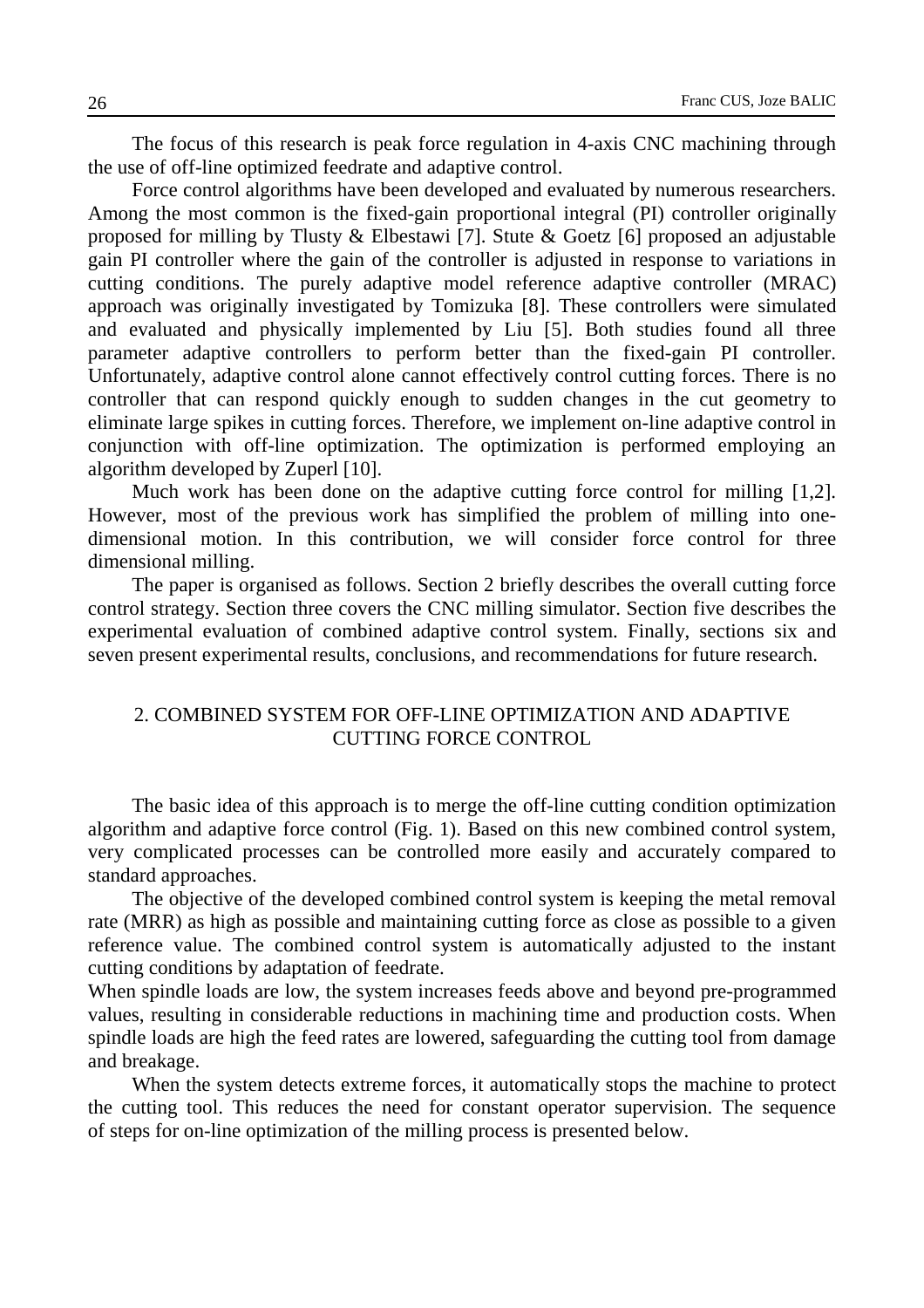The focus of this research is peak force regulation in 4-axis CNC machining through the use of off-line optimized feedrate and adaptive control.

Force control algorithms have been developed and evaluated by numerous researchers. Among the most common is the fixed-gain proportional integral (PI) controller originally proposed for milling by Tlusty & Elbestawi [7]. Stute & Goetz [6] proposed an adjustable gain PI controller where the gain of the controller is adjusted in response to variations in cutting conditions. The purely adaptive model reference adaptive controller (MRAC) approach was originally investigated by Tomizuka [8]. These controllers were simulated and evaluated and physically implemented by Liu [5]. Both studies found all three parameter adaptive controllers to perform better than the fixed-gain PI controller. Unfortunately, adaptive control alone cannot effectively control cutting forces. There is no controller that can respond quickly enough to sudden changes in the cut geometry to eliminate large spikes in cutting forces. Therefore, we implement on-line adaptive control in conjunction with off-line optimization. The optimization is performed employing an algorithm developed by Zuperl [10].

Much work has been done on the adaptive cutting force control for milling [1,2]. However, most of the previous work has simplified the problem of milling into one-dimensional motion. In this contribution, we will consider force control for three dimensional milling.

The paper is organised as follows. Section 2 briefly describes the overall cutting force control strategy. Section three covers the CNC milling simulator. Section five describes the experimental evaluation of combined adaptive control system. Finally, sections six and seven present experimental results, conclusions, and recommendations for future research.

## 2. COMBINED SYSTEM FOR OFF-LINE OPTIMIZATION AND ADAPTIVE CUTTING FORCE CONTROL

The basic idea of this approach is to merge the off-line cutting condition optimization algorithm and adaptive force control (Fig. 1). Based on this new combined control system, very complicated processes can be controlled more easily and accurately compared to standard approaches.

The objective of the developed combined control system is keeping the metal removal rate (MRR) as high as possible and maintaining cutting force as close as possible to a given reference value. The combined control system is automatically adjusted to the instant cutting conditions by adaptation of feedrate.

When spindle loads are low, the system increases feeds above and beyond pre-programmed values, resulting in considerable reductions in machining time and production costs. When spindle loads are high the feed rates are lowered, safeguarding the cutting tool from damage and breakage.

When the system detects extreme forces, it automatically stops the machine to protect the cutting tool. This reduces the need for constant operator supervision. The sequence of steps for on-line optimization of the milling process is presented below.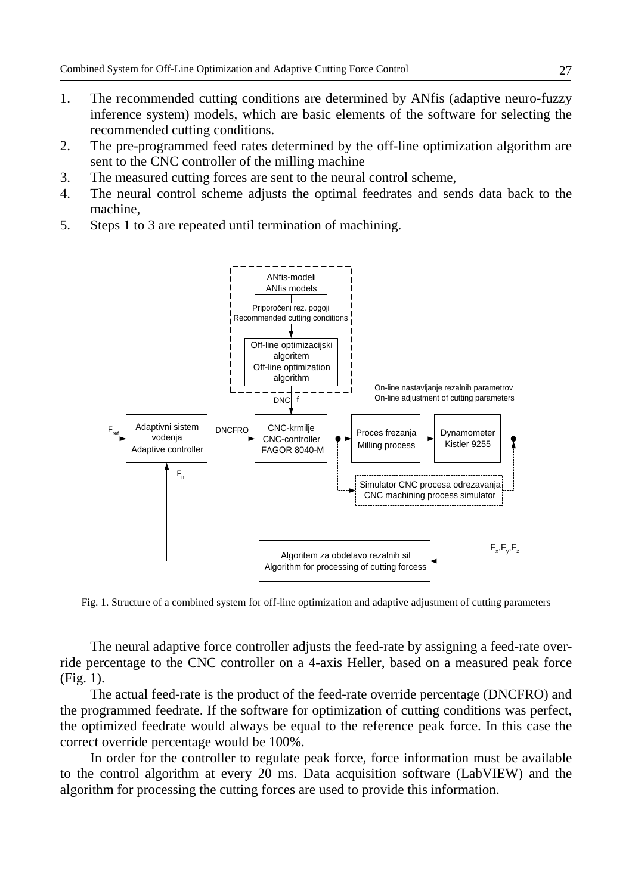1. The recommended cutting conditions are determined by ANfis (adaptive neuro-fuzzy inference system) models, which are basic elements of the software for selecting the recommended cutting conditions.
2. The pre-programmed feed rates determined by the off-line optimization algorithm are sent to the CNC controller of the milling machine
3. The measured cutting forces are sent to the neural control scheme,
4. The neural control scheme adjusts the optimal feedrates and sends data back to the machine,
5. Steps 1 to 3 are repeated until termination of machining.

Fig. 1. Structure of a combined system for off-line optimization and adaptive adjustment of cutting parameters

The neural adaptive force controller adjusts the feed-rate by assigning a feed-rate override percentage to the CNC controller on a 4-axis Heller, based on a measured peak force (Fig. 1).

The actual feed-rate is the product of the feed-rate override percentage (DNCFRO) and the programmed feedrate. If the software for optimization of cutting conditions was perfect, the optimized feedrate would always be equal to the reference peak force. In this case the correct override percentage would be 100%.

In order for the controller to regulate peak force, force information must be available to the control algorithm at every 20 ms. Data acquisition software (LabVIEW) and the algorithm for processing the cutting forces are used to provide this information.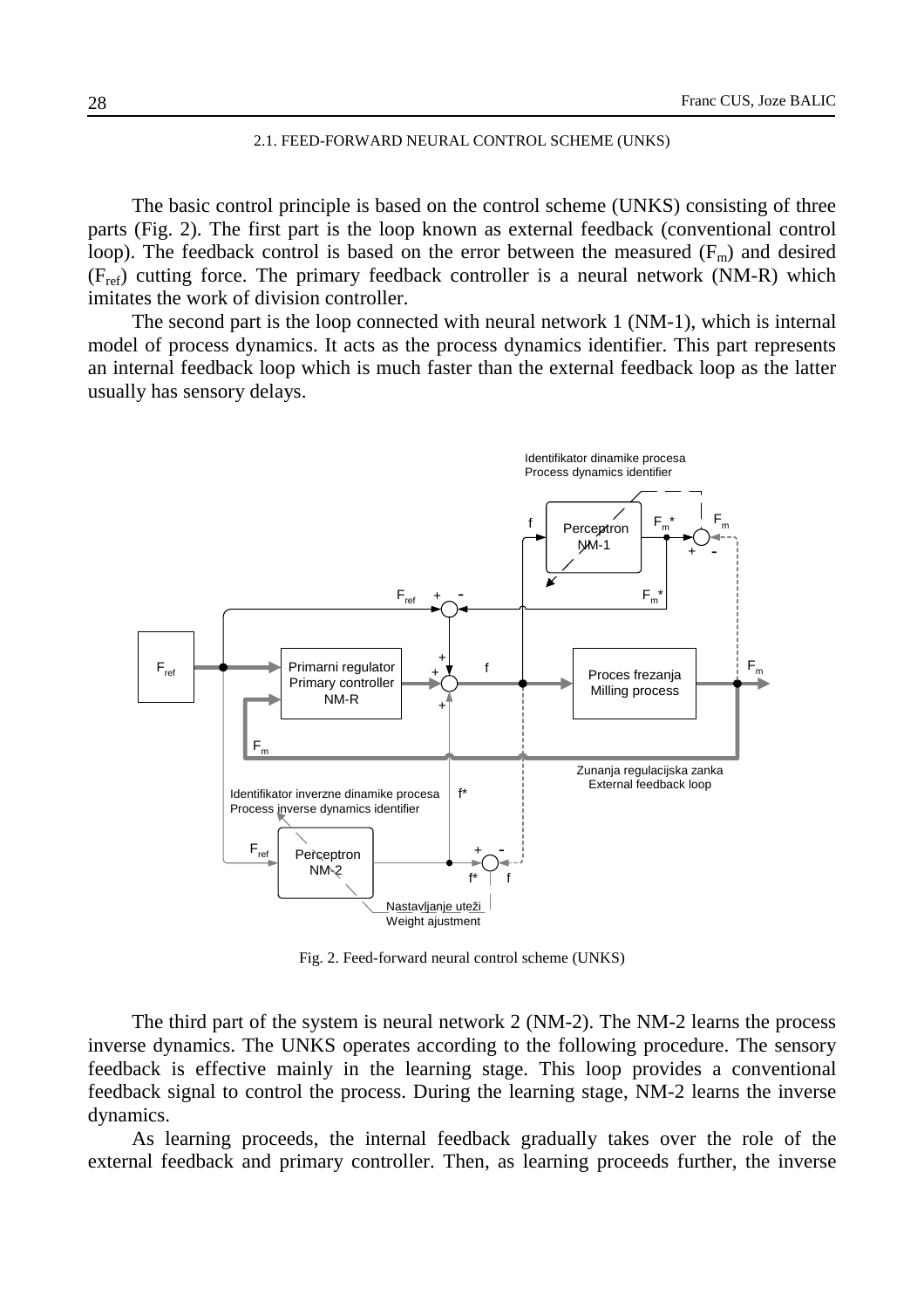### 2.1. FEED-FORWARD NEURAL CONTROL SCHEME (UNKS)

The basic control principle is based on the control scheme (UNKS) consisting of three parts (Fig. 2). The first part is the loop known as external feedback (conventional control loop). The feedback control is based on the error between the measured ($F_m$) and desired ($F_{ref}$) cutting force. The primary feedback controller is a neural network (NM-R) which imitates the work of division controller.

The second part is the loop connected with neural network 1 (NM-1), which is internal model of process dynamics. It acts as the process dynamics identifier. This part represents an internal feedback loop which is much faster than the external feedback loop as the latter usually has sensory delays.

Fig. 2. Feed-forward neural control scheme (UNKS)

The third part of the system is neural network 2 (NM-2). The NM-2 learns the process inverse dynamics. The UNKS operates according to the following procedure. The sensory feedback is effective mainly in the learning stage. This loop provides a conventional feedback signal to control the process. During the learning stage, NM-2 learns the inverse dynamics.

As learning proceeds, the internal feedback gradually takes over the role of the external feedback and primary controller. Then, as learning proceeds further, the inverse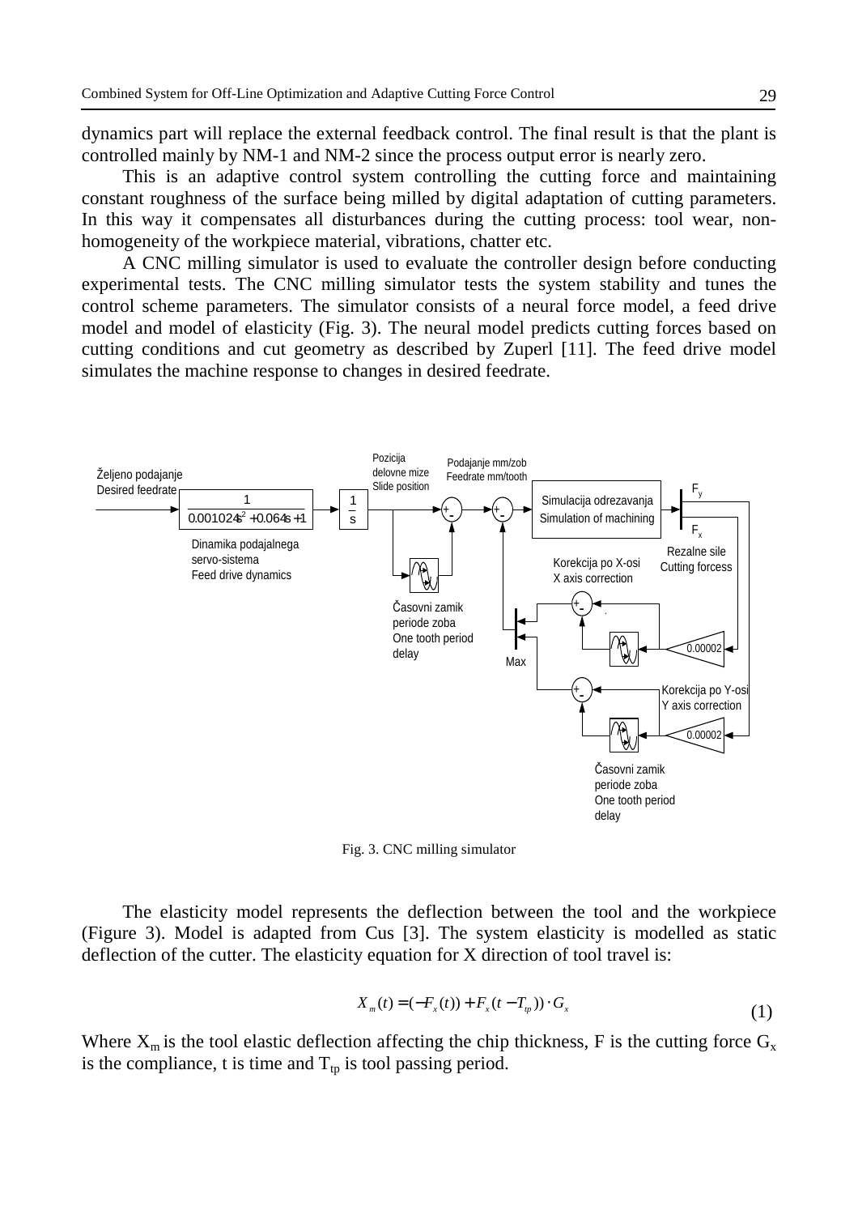dynamics part will replace the external feedback control. The final result is that the plant is controlled mainly by NM-1 and NM-2 since the process output error is nearly zero.

This is an adaptive control system controlling the cutting force and maintaining constant roughness of the surface being milled by digital adaptation of cutting parameters. In this way it compensates all disturbances during the cutting process: tool wear, non-homogeneity of the workpiece material, vibrations, chatter etc.

A CNC milling simulator is used to evaluate the controller design before conducting experimental tests. The CNC milling simulator tests the system stability and tunes the control scheme parameters. The simulator consists of a neural force model, a feed drive model and model of elasticity (Fig. 3). The neural model predicts cutting forces based on cutting conditions and cut geometry as described by Zuperl [11]. The feed drive model simulates the machine response to changes in desired feedrate.

Fig. 3. CNC milling simulator

The elasticity model represents the deflection between the tool and the workpiece (Figure 3). Model is adapted from Cus [3]. The system elasticity is modelled as static deflection of the cutter. The elasticity equation for X direction of tool travel is:

$$X_m(t) = (-F_x(t)) + F_x(t - T_{tp})) \cdot G_x \tag{1}$$

Where $X_m$ is the tool elastic deflection affecting the chip thickness, F is the cutting force $G_x$ is the compliance, t is time and $T_{tp}$ is tool passing period.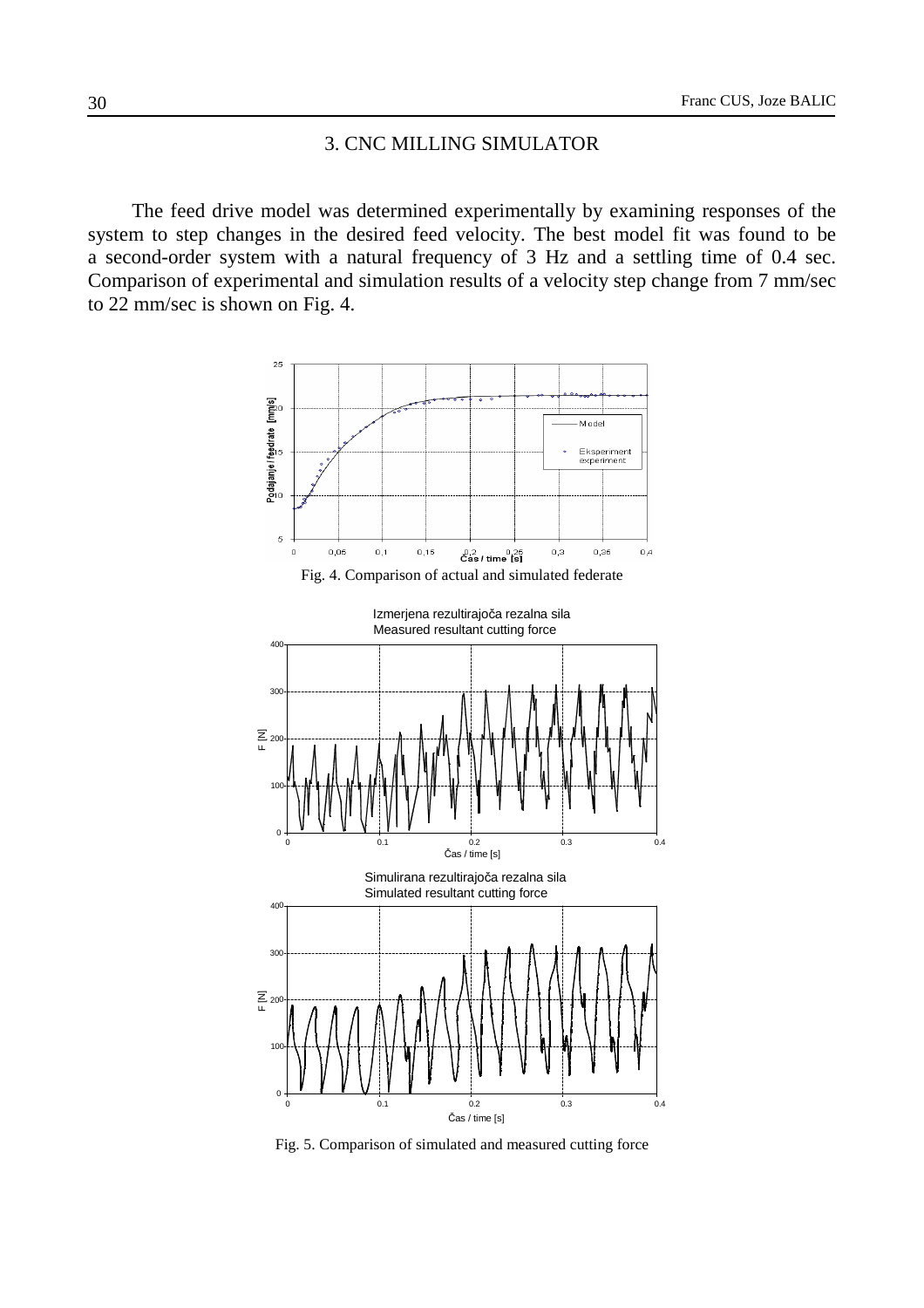## 3. CNC MILLING SIMULATOR

The feed drive model was determined experimentally by examining responses of the system to step changes in the desired feed velocity. The best model fit was found to be a second-order system with a natural frequency of 3 Hz and a settling time of 0.4 sec. Comparison of experimental and simulation results of a velocity step change from 7 mm/sec to 22 mm/sec is shown on Fig. 4.

Fig. 4. Comparison of actual and simulated federate

Fig. 5. Comparison of simulated and measured cutting force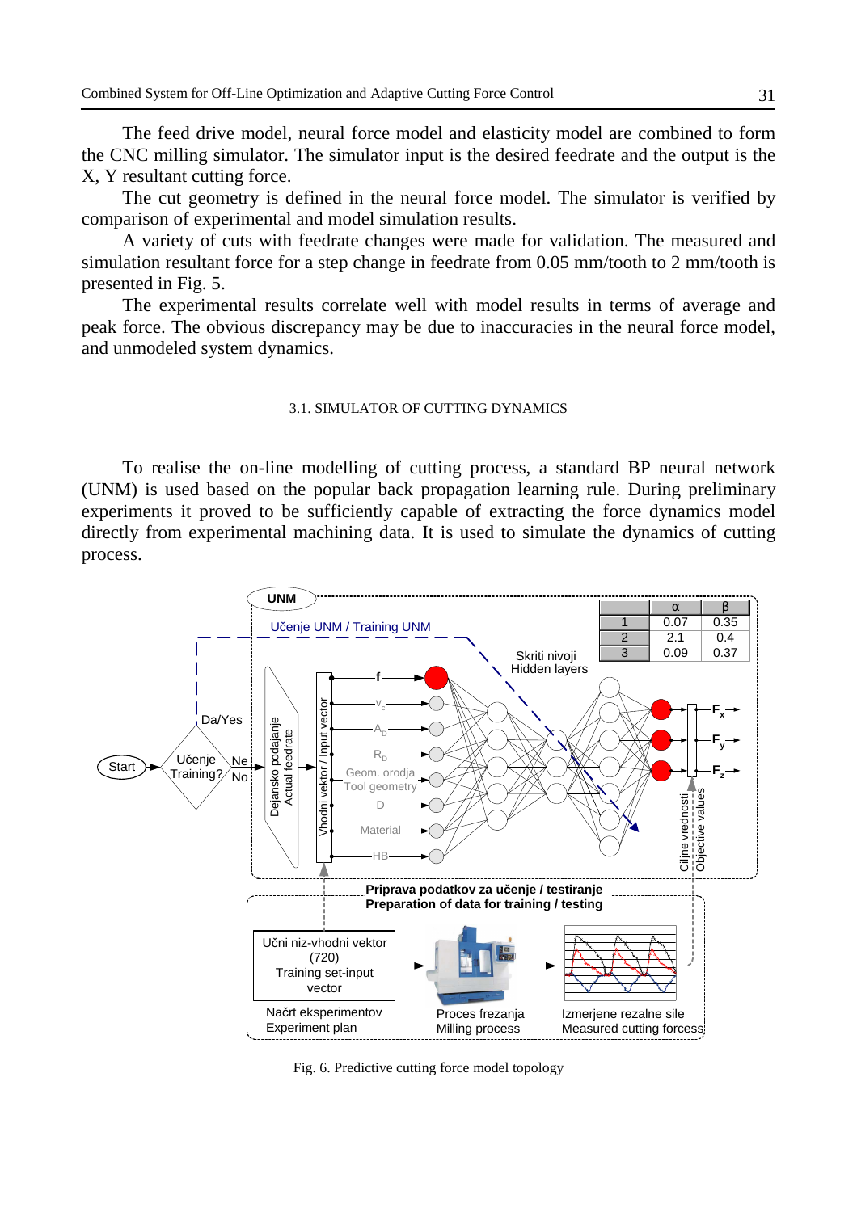The feed drive model, neural force model and elasticity model are combined to form the CNC milling simulator. The simulator input is the desired feedrate and the output is the X, Y resultant cutting force.

The cut geometry is defined in the neural force model. The simulator is verified by comparison of experimental and model simulation results.

A variety of cuts with feedrate changes were made for validation. The measured and simulation resultant force for a step change in feedrate from 0.05 mm/tooth to 2 mm/tooth is presented in Fig. 5.

The experimental results correlate well with model results in terms of average and peak force. The obvious discrepancy may be due to inaccuracies in the neural force model, and unmodeled system dynamics.

### 3.1. SIMULATOR OF CUTTING DYNAMICS

To realise the on-line modelling of cutting process, a standard BP neural network (UNM) is used based on the popular back propagation learning rule. During preliminary experiments it proved to be sufficiently capable of extracting the force dynamics model directly from experimental machining data. It is used to simulate the dynamics of cutting process.

Fig. 6. Predictive cutting force model topology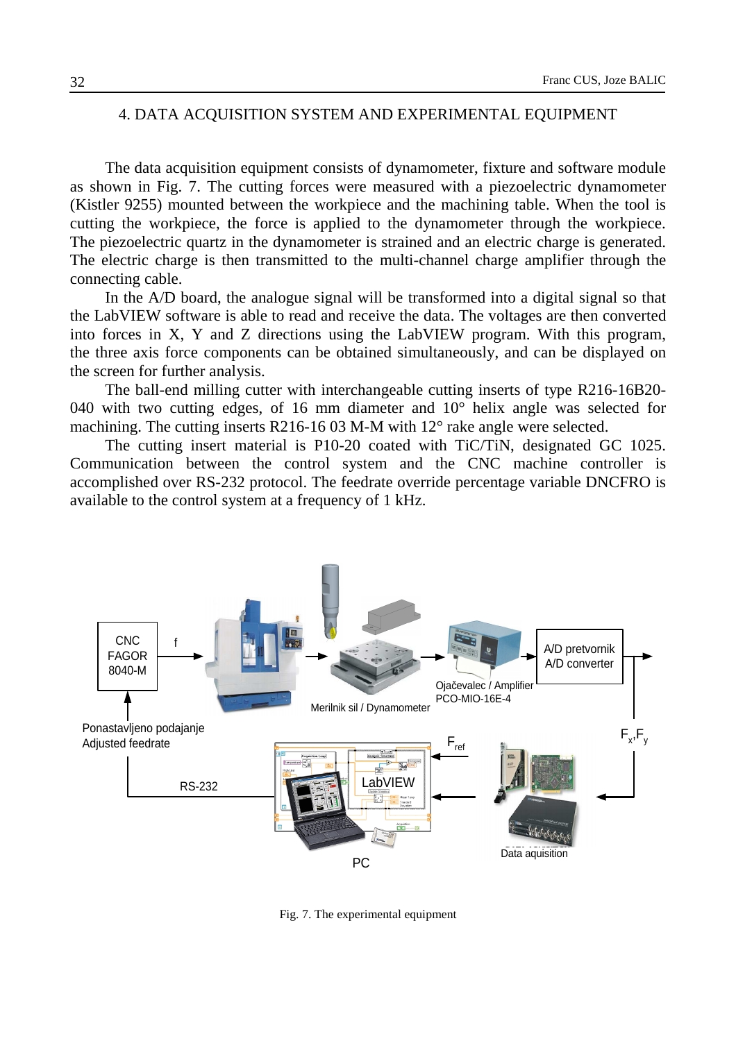## 4. DATA ACQUISITION SYSTEM AND EXPERIMENTAL EQUIPMENT

The data acquisition equipment consists of dynamometer, fixture and software module as shown in Fig. 7. The cutting forces were measured with a piezoelectric dynamometer (Kistler 9255) mounted between the workpiece and the machining table. When the tool is cutting the workpiece, the force is applied to the dynamometer through the workpiece. The piezoelectric quartz in the dynamometer is strained and an electric charge is generated. The electric charge is then transmitted to the multi-channel charge amplifier through the connecting cable.

In the A/D board, the analogue signal will be transformed into a digital signal so that the LabVIEW software is able to read and receive the data. The voltages are then converted into forces in X, Y and Z directions using the LabVIEW program. With this program, the three axis force components can be obtained simultaneously, and can be displayed on the screen for further analysis.

The ball-end milling cutter with interchangeable cutting inserts of type R216-16B20-040 with two cutting edges, of 16 mm diameter and 10° helix angle was selected for machining. The cutting inserts R216-16 03 M-M with 12° rake angle were selected.

The cutting insert material is P10-20 coated with TiC/TiN, designated GC 1025. Communication between the control system and the CNC machine controller is accomplished over RS-232 protocol. The feedrate override percentage variable DNCFRO is available to the control system at a frequency of 1 kHz.

Fig. 7. The experimental equipment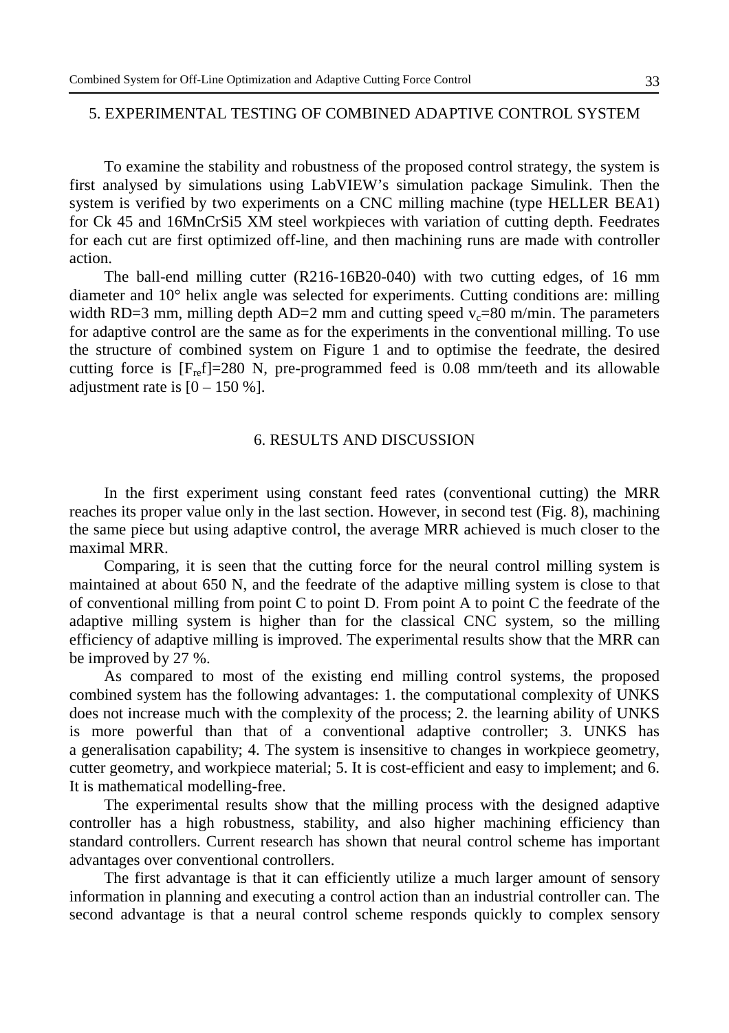## 5. EXPERIMENTAL TESTING OF COMBINED ADAPTIVE CONTROL SYSTEM

To examine the stability and robustness of the proposed control strategy, the system is first analysed by simulations using LabVIEW's simulation package Simulink. Then the system is verified by two experiments on a CNC milling machine (type HELLER BEA1) for Ck 45 and 16MnCrSi5 XM steel workpieces with variation of cutting depth. Feedrates for each cut are first optimized off-line, and then machining runs are made with controller action.

The ball-end milling cutter (R216-16B20-040) with two cutting edges, of 16 mm diameter and 10° helix angle was selected for experiments. Cutting conditions are: milling width RD=3 mm, milling depth AD=2 mm and cutting speed $v_c$=80 m/min. The parameters for adaptive control are the same as for the experiments in the conventional milling. To use the structure of combined system on Figure 1 and to optimise the feedrate, the desired cutting force is [$F_{re}$f]=280 N, pre-programmed feed is 0.08 mm/teeth and its allowable adjustment rate is [0 – 150 %].

## 6. RESULTS AND DISCUSSION

In the first experiment using constant feed rates (conventional cutting) the MRR reaches its proper value only in the last section. However, in second test (Fig. 8), machining the same piece but using adaptive control, the average MRR achieved is much closer to the maximal MRR.

Comparing, it is seen that the cutting force for the neural control milling system is maintained at about 650 N, and the feedrate of the adaptive milling system is close to that of conventional milling from point C to point D. From point A to point C the feedrate of the adaptive milling system is higher than for the classical CNC system, so the milling efficiency of adaptive milling is improved. The experimental results show that the MRR can be improved by 27 %.

As compared to most of the existing end milling control systems, the proposed combined system has the following advantages: 1. the computational complexity of UNKS does not increase much with the complexity of the process; 2. the learning ability of UNKS is more powerful than that of a conventional adaptive controller; 3. UNKS has a generalisation capability; 4. The system is insensitive to changes in workpiece geometry, cutter geometry, and workpiece material; 5. It is cost-efficient and easy to implement; and 6. It is mathematical modelling-free.

The experimental results show that the milling process with the designed adaptive controller has a high robustness, stability, and also higher machining efficiency than standard controllers. Current research has shown that neural control scheme has important advantages over conventional controllers.

The first advantage is that it can efficiently utilize a much larger amount of sensory information in planning and executing a control action than an industrial controller can. The second advantage is that a neural control scheme responds quickly to complex sensory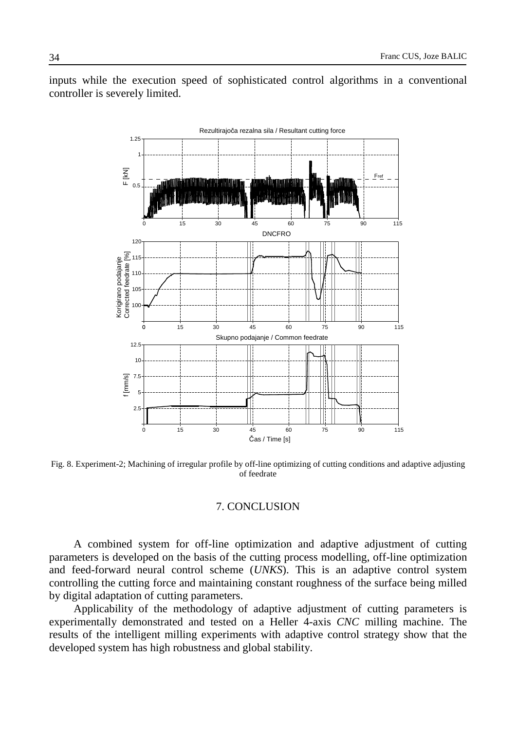inputs while the execution speed of sophisticated control algorithms in a conventional controller is severely limited.

Fig. 8. Experiment-2; Machining of irregular profile by off-line optimizing of cutting conditions and adaptive adjusting of feedrate

## 7. CONCLUSION

A combined system for off-line optimization and adaptive adjustment of cutting parameters is developed on the basis of the cutting process modelling, off-line optimization and feed-forward neural control scheme (*UNKS*). This is an adaptive control system controlling the cutting force and maintaining constant roughness of the surface being milled by digital adaptation of cutting parameters.

Applicability of the methodology of adaptive adjustment of cutting parameters is experimentally demonstrated and tested on a Heller 4-axis *CNC* milling machine. The results of the intelligent milling experiments with adaptive control strategy show that the developed system has high robustness and global stability.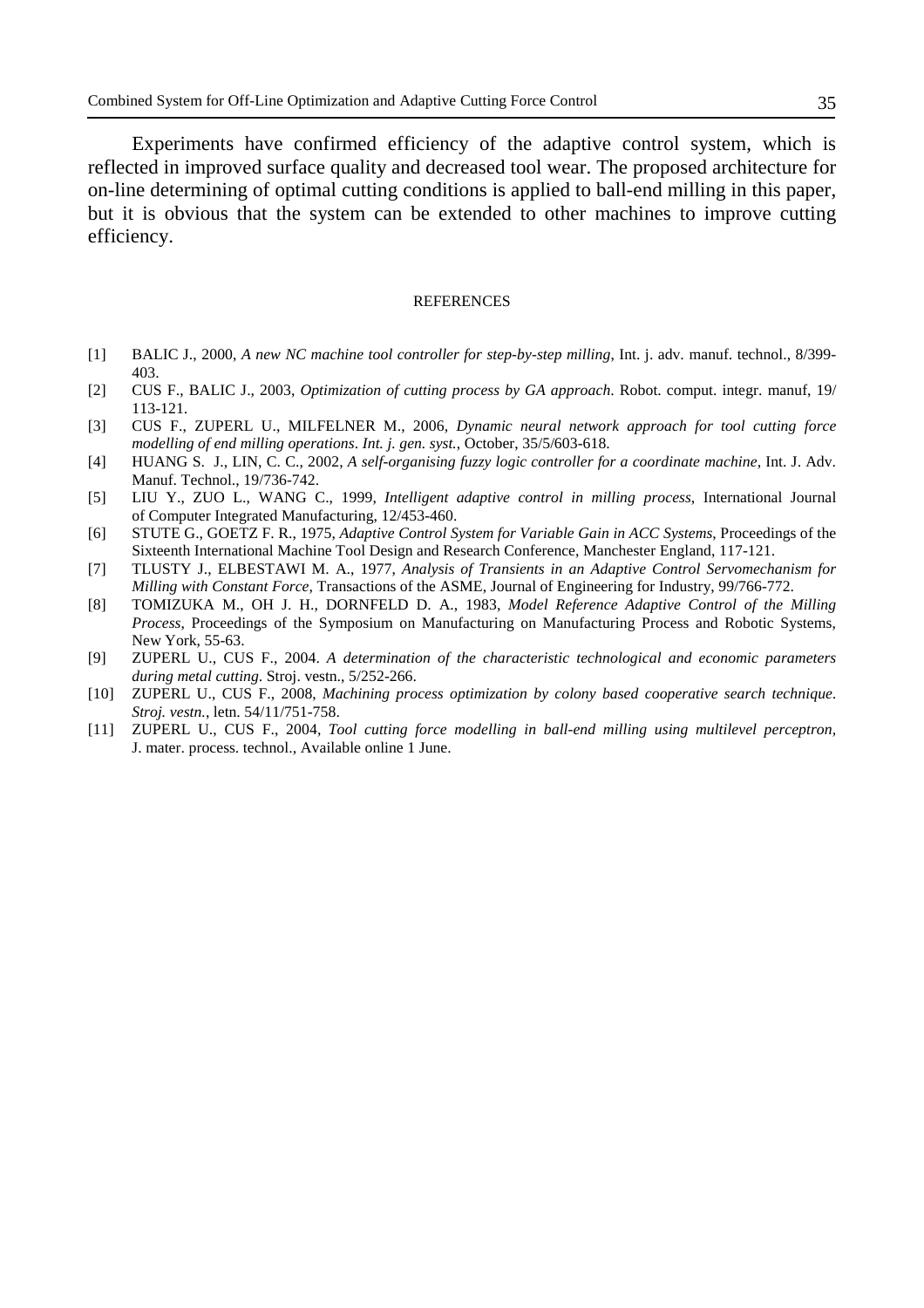Experiments have confirmed efficiency of the adaptive control system, which is reflected in improved surface quality and decreased tool wear. The proposed architecture for on-line determining of optimal cutting conditions is applied to ball-end milling in this paper, but it is obvious that the system can be extended to other machines to improve cutting efficiency.

## REFERENCES

[1] BALIC J., 2000, *A new NC machine tool controller for step-by-step milling*, Int. j. adv. manuf. technol., 8/399-403.

[2] CUS F., BALIC J., 2003, *Optimization of cutting process by GA approach*. Robot. comput. integr. manuf, 19/ 113-121.

[3] CUS F., ZUPERL U., MILFELNER M., 2006, *Dynamic neural network approach for tool cutting force modelling of end milling operations*. *Int. j. gen. syst.*, October, 35/5/603-618.

[4] HUANG S. J., LIN, C. C., 2002, *A self-organising fuzzy logic controller for a coordinate machine*, Int. J. Adv. Manuf. Technol., 19/736-742.

[5] LIU Y., ZUO L., WANG C., 1999, *Intelligent adaptive control in milling process*, International Journal of Computer Integrated Manufacturing, 12/453-460.

[6] STUTE G., GOETZ F. R., 1975, *Adaptive Control System for Variable Gain in ACC Systems*, Proceedings of the Sixteenth International Machine Tool Design and Research Conference, Manchester England, 117-121.

[7] TLUSTY J., ELBESTAWI M. A., 1977, *Analysis of Transients in an Adaptive Control Servomechanism for Milling with Constant Force*, Transactions of the ASME, Journal of Engineering for Industry, 99/766-772.

[8] TOMIZUKA M., OH J. H., DORNFELD D. A., 1983, *Model Reference Adaptive Control of the Milling Process*, Proceedings of the Symposium on Manufacturing on Manufacturing Process and Robotic Systems, New York, 55-63.

[9] ZUPERL U., CUS F., 2004. *A determination of the characteristic technological and economic parameters during metal cutting*. Stroj. vestn., 5/252-266.

[10] ZUPERL U., CUS F., 2008, *Machining process optimization by colony based cooperative search technique*. *Stroj. vestn.*, letn. 54/11/751-758.

[11] ZUPERL U., CUS F., 2004, *Tool cutting force modelling in ball-end milling using multilevel perceptron*, J. mater. process. technol., Available online 1 June.